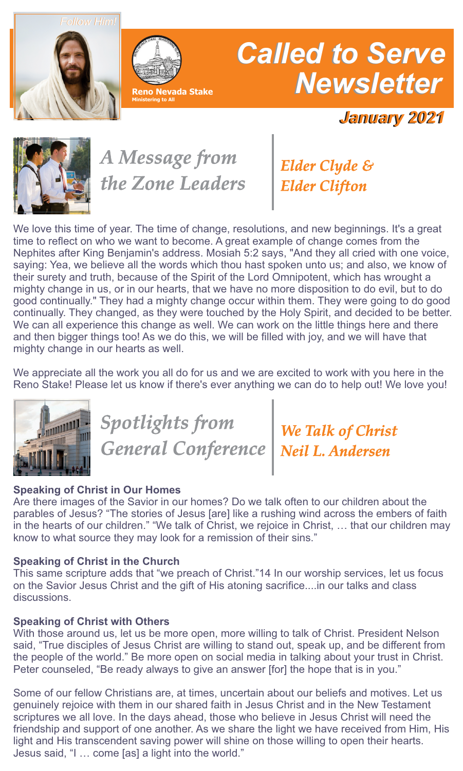Follow Him!

**Reno Nevada Stake**
Ministering to All

# Called to Serve Newsletter

***January 2021***

## *A Message from the Zone Leaders*

*Elder Clyde & Elder Clifton*

We love this time of year. The time of change, resolutions, and new beginnings. It's a great time to reflect on who we want to become. A great example of change comes from the Nephites after King Benjamin's address. Mosiah 5:2 says, "And they all cried with one voice, saying: Yea, we believe all the words which thou hast spoken unto us; and also, we know of their surety and truth, because of the Spirit of the Lord Omnipotent, which has wrought a mighty change in us, or in our hearts, that we have no more disposition to do evil, but to do good continually." They had a mighty change occur within them. They were going to do good continually. They changed, as they were touched by the Holy Spirit, and decided to be better. We can all experience this change as well. We can work on the little things here and there and then bigger things too! As we do this, we will be filled with joy, and we will have that mighty change in our hearts as well.

We appreciate all the work you all do for us and we are excited to work with you here in the Reno Stake! Please let us know if there's ever anything we can do to help out! We love you!

## *Spotlights from General Conference*

*We Talk of Christ*
*Neil L. Andersen*

**Speaking of Christ in Our Homes**
Are there images of the Savior in our homes? Do we talk often to our children about the parables of Jesus? "The stories of Jesus [are] like a rushing wind across the embers of faith in the hearts of our children." "We talk of Christ, we rejoice in Christ, … that our children may know to what source they may look for a remission of their sins."

**Speaking of Christ in the Church**
This same scripture adds that "we preach of Christ."14 In our worship services, let us focus on the Savior Jesus Christ and the gift of His atoning sacrifice....in our talks and class discussions.

**Speaking of Christ with Others**
With those around us, let us be more open, more willing to talk of Christ. President Nelson said, "True disciples of Jesus Christ are willing to stand out, speak up, and be different from the people of the world." Be more open on social media in talking about your trust in Christ. Peter counseled, "Be ready always to give an answer [for] the hope that is in you."

Some of our fellow Christians are, at times, uncertain about our beliefs and motives. Let us genuinely rejoice with them in our shared faith in Jesus Christ and in the New Testament scriptures we all love. In the days ahead, those who believe in Jesus Christ will need the friendship and support of one another. As we share the light we have received from Him, His light and His transcendent saving power will shine on those willing to open their hearts. Jesus said, "I … come [as] a light into the world."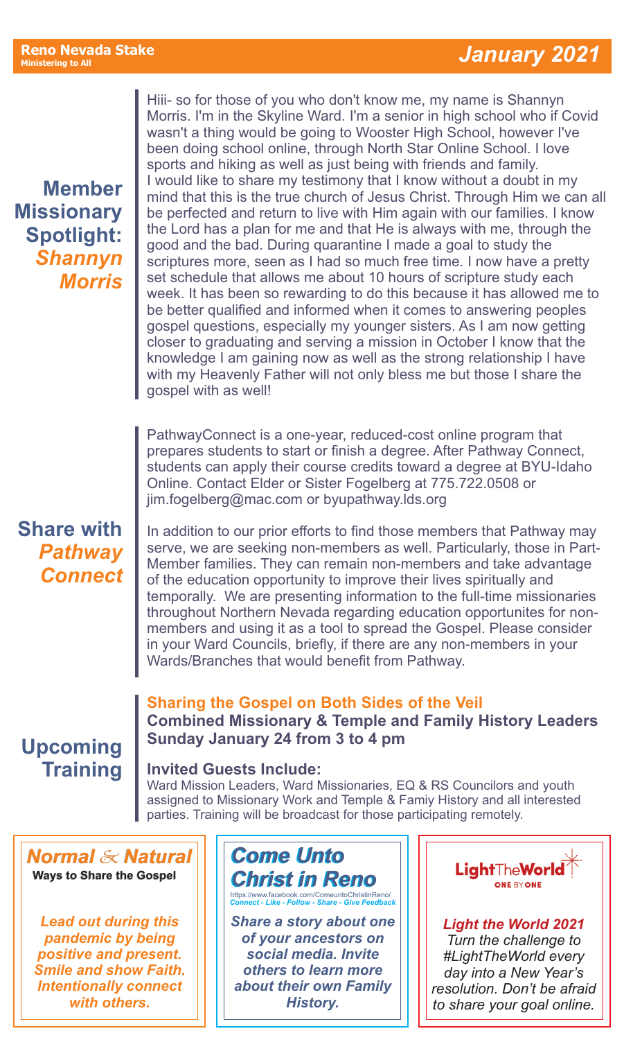## Member Missionary Spotlight: *Shannyn Morris*

Hiii- so for those of you who don't know me, my name is Shannyn Morris. I'm in the Skyline Ward. I'm a senior in high school who if Covid wasn't a thing would be going to Wooster High School, however I've been doing school online, through North Star Online School. I love sports and hiking as well as just being with friends and family.
I would like to share my testimony that I know without a doubt in my mind that this is the true church of Jesus Christ. Through Him we can all be perfected and return to live with Him again with our families. I know the Lord has a plan for me and that He is always with me, through the good and the bad. During quarantine I made a goal to study the scriptures more, seen as I had so much free time. I now have a pretty set schedule that allows me about 10 hours of scripture study each week. It has been so rewarding to do this because it has allowed me to be better qualified and informed when it comes to answering peoples gospel questions, especially my younger sisters. As I am now getting closer to graduating and serving a mission in October I know that the knowledge I am gaining now as well as the strong relationship I have with my Heavenly Father will not only bless me but those I share the gospel with as well!

## Share with *Pathway Connect*

PathwayConnect is a one-year, reduced-cost online program that prepares students to start or finish a degree. After Pathway Connect, students can apply their course credits toward a degree at BYU-Idaho Online. Contact Elder or Sister Fogelberg at 775.722.0508 or jim.fogelberg@mac.com or byupathway.lds.org

In addition to our prior efforts to find those members that Pathway may serve, we are seeking non-members as well. Particularly, those in Part-Member families. They can remain non-members and take advantage of the education opportunity to improve their lives spiritually and temporally. We are presenting information to the full-time missionaries throughout Northern Nevada regarding education opportunites for non-members and using it as a tool to spread the Gospel. Please consider in your Ward Councils, briefly, if there are any non-members in your Wards/Branches that would benefit from Pathway.

## Upcoming Training

**Sharing the Gospel on Both Sides of the Veil**
**Combined Missionary & Temple and Family History Leaders**
**Sunday January 24 from 3 to 4 pm**

**Invited Guests Include:**
Ward Mission Leaders, Ward Missionaries, EQ & RS Councilors and youth assigned to Missionary Work and Temple & Famiy History and all interested parties. Training will be broadcast for those participating remotely.

### *Normal & Natural*
**Ways to Share the Gospel**

***Lead out during this pandemic by being positive and present. Smile and show Faith. Intentionally connect with others.***

### *Come Unto Christ in Reno*
https://www.facebook.com/ComeuntoChristinReno/
***Connect - Like - Follow - Share - Give Feedback***

***Share a story about one of your ancestors on social media. Invite others to learn more about their own Family History.***

### LightTheWorld ONE BY ONE

***Light the World 2021***
*Turn the challenge to #LightTheWorld every day into a New Year's resolution. Don't be afraid to share your goal online.*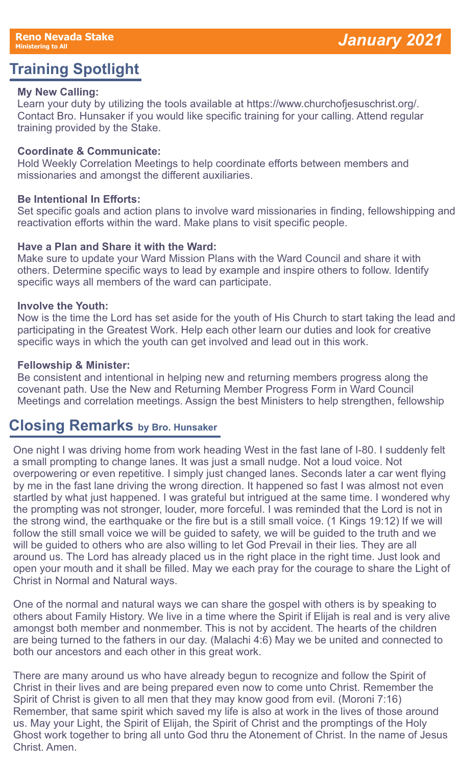## Training Spotlight

**My New Calling:**
Learn your duty by utilizing the tools available at https://www.churchofjesuschrist.org/. Contact Bro. Hunsaker if you would like specific training for your calling. Attend regular training provided by the Stake.

**Coordinate & Communicate:**
Hold Weekly Correlation Meetings to help coordinate efforts between members and missionaries and amongst the different auxiliaries.

**Be Intentional In Efforts:**
Set specific goals and action plans to involve ward missionaries in finding, fellowshipping and reactivation efforts within the ward. Make plans to visit specific people.

**Have a Plan and Share it with the Ward:**
Make sure to update your Ward Mission Plans with the Ward Council and share it with others. Determine specific ways to lead by example and inspire others to follow. Identify specific ways all members of the ward can participate.

**Involve the Youth:**
Now is the time the Lord has set aside for the youth of His Church to start taking the lead and participating in the Greatest Work. Help each other learn our duties and look for creative specific ways in which the youth can get involved and lead out in this work.

**Fellowship & Minister:**
Be consistent and intentional in helping new and returning members progress along the covenant path. Use the New and Returning Member Progress Form in Ward Council Meetings and correlation meetings. Assign the best Ministers to help strengthen, fellowship

## Closing Remarks by Bro. Hunsaker

One night I was driving home from work heading West in the fast lane of I-80. I suddenly felt a small prompting to change lanes. It was just a small nudge. Not a loud voice. Not overpowering or even repetitive. I simply just changed lanes. Seconds later a car went flying by me in the fast lane driving the wrong direction. It happened so fast I was almost not even startled by what just happened. I was grateful but intrigued at the same time. I wondered why the prompting was not stronger, louder, more forceful. I was reminded that the Lord is not in the strong wind, the earthquake or the fire but is a still small voice. (1 Kings 19:12) If we will follow the still small voice we will be guided to safety, we will be guided to the truth and we will be guided to others who are also willing to let God Prevail in their lies. They are all around us. The Lord has already placed us in the right place in the right time. Just look and open your mouth and it shall be filled. May we each pray for the courage to share the Light of Christ in Normal and Natural ways.

One of the normal and natural ways we can share the gospel with others is by speaking to others about Family History. We live in a time where the Spirit if Elijah is real and is very alive amongst both member and nonmember. This is not by accident. The hearts of the children are being turned to the fathers in our day. (Malachi 4:6) May we be united and connected to both our ancestors and each other in this great work.

There are many around us who have already begun to recognize and follow the Spirit of Christ in their lives and are being prepared even now to come unto Christ. Remember the Spirit of Christ is given to all men that they may know good from evil. (Moroni 7:16) Remember, that same spirit which saved my life is also at work in the lives of those around us. May your Light, the Spirit of Elijah, the Spirit of Christ and the promptings of the Holy Ghost work together to bring all unto God thru the Atonement of Christ. In the name of Jesus Christ. Amen.